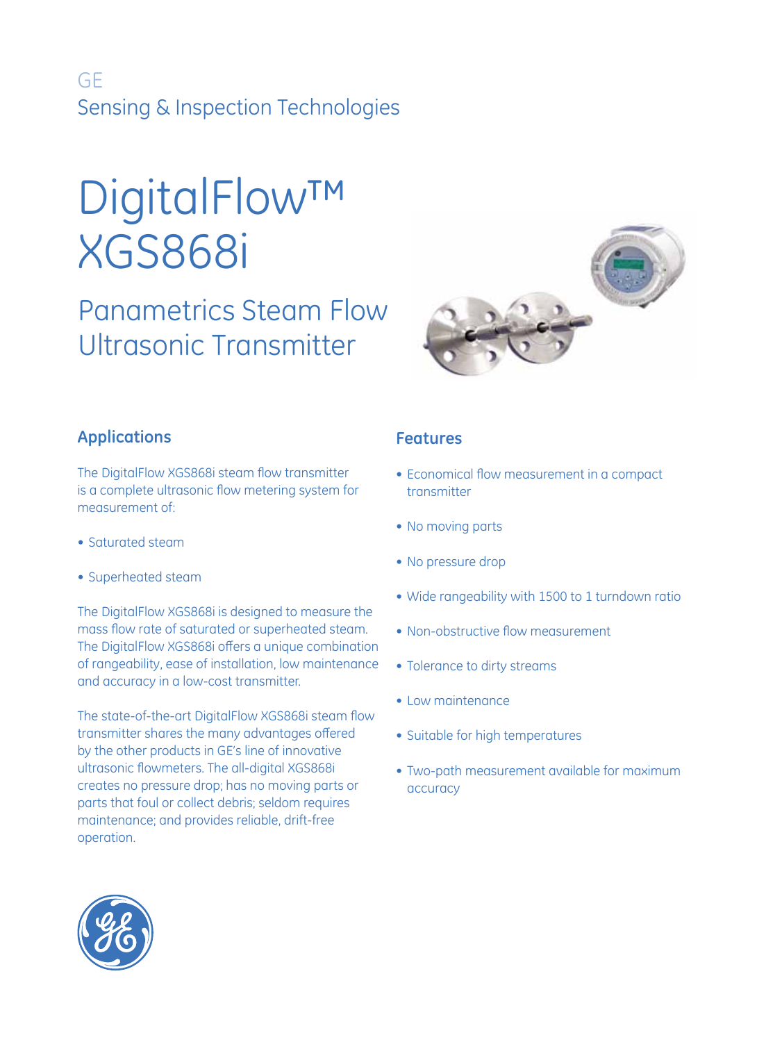GE

Sensing & Inspection Technologies

# DigitalFlow™ XGS868i

## Panametrics Steam Flow Ultrasonic Transmitter

### Applications

The DigitalFlow XGS868i steam flow transmitter is a complete ultrasonic flow metering system for measurement of:

- Saturated steam
- Superheated steam

The DigitalFlow XGS868i is designed to measure the mass flow rate of saturated or superheated steam. The DigitalFlow XGS868i offers a unique combination of rangeability, ease of installation, low maintenance and accuracy in a low-cost transmitter.

The state-of-the-art DigitalFlow XGS868i steam flow transmitter shares the many advantages offered by the other products in GE's line of innovative ultrasonic flowmeters. The all-digital XGS868i creates no pressure drop; has no moving parts or parts that foul or collect debris; seldom requires maintenance; and provides reliable, drift-free operation.

### Features

- Economical flow measurement in a compact transmitter
- No moving parts
- No pressure drop
- Wide rangeability with 1500 to 1 turndown ratio
- Non-obstructive flow measurement
- Tolerance to dirty streams
- Low maintenance
- Suitable for high temperatures
- Two-path measurement available for maximum accuracy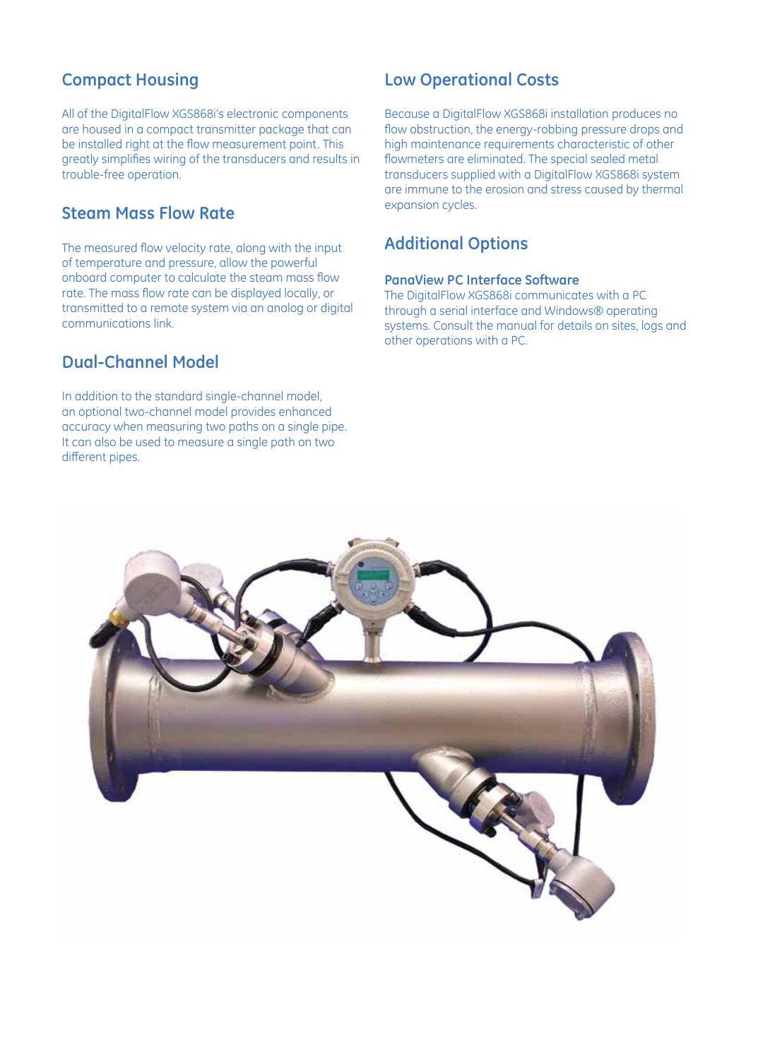## Compact Housing

All of the DigitalFlow XGS868i's electronic components are housed in a compact transmitter package that can be installed right at the flow measurement point. This greatly simplifies wiring of the transducers and results in trouble-free operation.

## Steam Mass Flow Rate

The measured flow velocity rate, along with the input of temperature and pressure, allow the powerful onboard computer to calculate the steam mass flow rate. The mass flow rate can be displayed locally, or transmitted to a remote system via an analog or digital communications link.

## Dual-Channel Model

In addition to the standard single-channel model, an optional two-channel model provides enhanced accuracy when measuring two paths on a single pipe. It can also be used to measure a single path on two different pipes.

## Low Operational Costs

Because a DigitalFlow XGS868i installation produces no flow obstruction, the energy-robbing pressure drops and high maintenance requirements characteristic of other flowmeters are eliminated. The special sealed metal transducers supplied with a DigitalFlow XGS868i system are immune to the erosion and stress caused by thermal expansion cycles.

## Additional Options

### PanaView PC Interface Software

The DigitalFlow XGS868i communicates with a PC through a serial interface and Windows® operating systems. Consult the manual for details on sites, logs and other operations with a PC.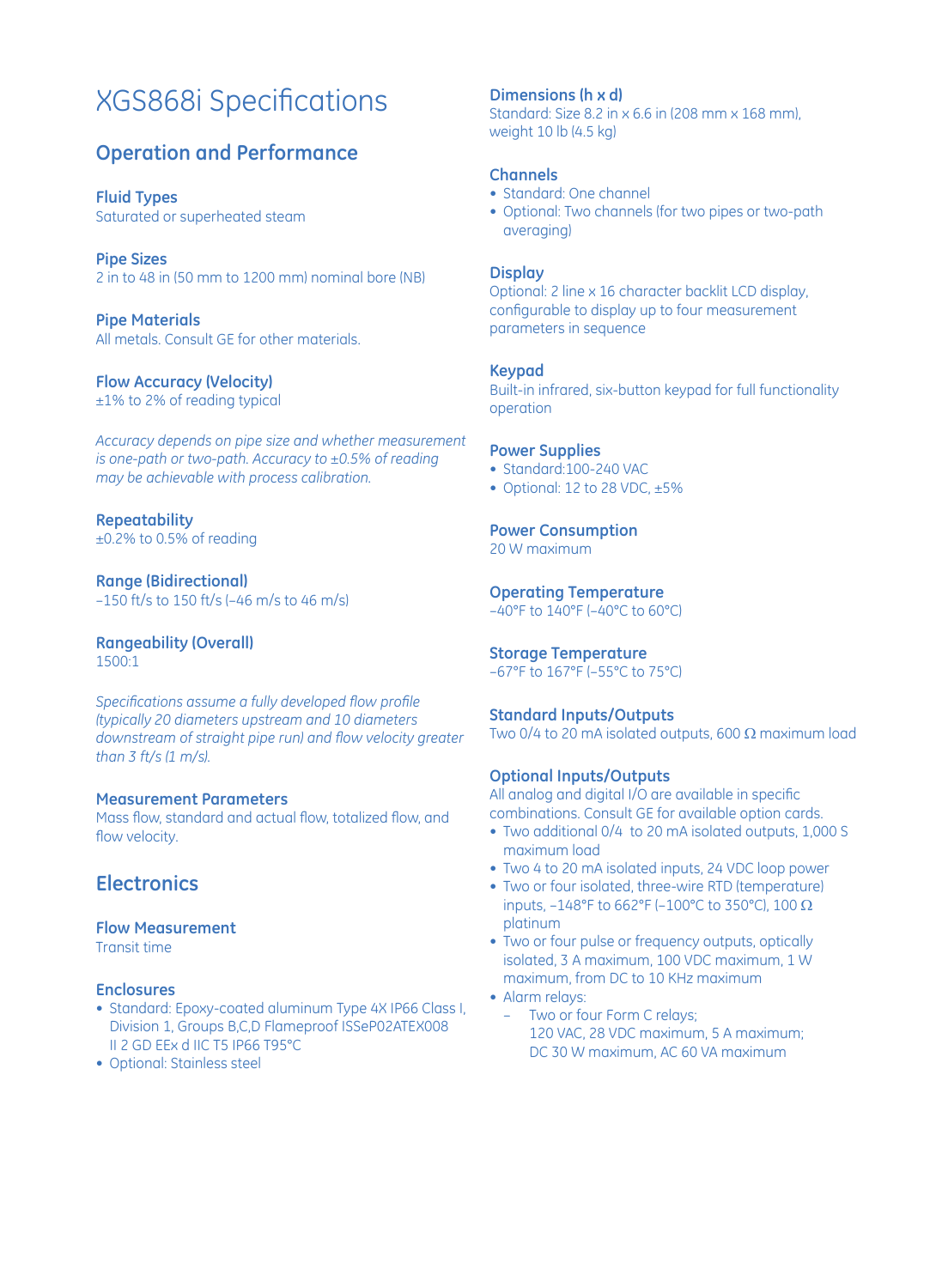# XGS868i Specifications

## Operation and Performance

### Fluid Types

Saturated or superheated steam

### Pipe Sizes

2 in to 48 in (50 mm to 1200 mm) nominal bore (NB)

### Pipe Materials

All metals. Consult GE for other materials.

### Flow Accuracy (Velocity)

±1% to 2% of reading typical

*Accuracy depends on pipe size and whether measurement is one-path or two-path. Accuracy to ±0.5% of reading may be achievable with process calibration.*

### Repeatability

±0.2% to 0.5% of reading

### Range (Bidirectional)

–150 ft/s to 150 ft/s (–46 m/s to 46 m/s)

### Rangeability (Overall)

1500:1

*Specifications assume a fully developed flow profile (typically 20 diameters upstream and 10 diameters downstream of straight pipe run) and flow velocity greater than 3 ft/s (1 m/s).*

### Measurement Parameters

Mass flow, standard and actual flow, totalized flow, and flow velocity.

## Electronics

### Flow Measurement

Transit time

### Enclosures

- Standard: Epoxy-coated aluminum Type 4X IP66 Class I, Division 1, Groups B,C,D Flameproof ISSeP02ATEX008 II 2 GD EEx d IIC T5 IP66 T95°C
- Optional: Stainless steel

### Dimensions (h x d)

Standard: Size 8.2 in x 6.6 in (208 mm x 168 mm), weight 10 lb (4.5 kg)

### Channels

- Standard: One channel
- Optional: Two channels (for two pipes or two-path averaging)

### Display

Optional: 2 line x 16 character backlit LCD display, configurable to display up to four measurement parameters in sequence

### Keypad

Built-in infrared, six-button keypad for full functionality operation

### Power Supplies

- Standard:100-240 VAC
- Optional: 12 to 28 VDC, ±5%

### Power Consumption

20 W maximum

### Operating Temperature

–40°F to 140°F (–40°C to 60°C)

### Storage Temperature

–67°F to 167°F (–55°C to 75°C)

### Standard Inputs/Outputs

Two 0/4 to 20 mA isolated outputs, 600 Ω maximum load

### Optional Inputs/Outputs

All analog and digital I/O are available in specific combinations. Consult GE for available option cards.

- Two additional 0/4 to 20 mA isolated outputs, 1,000 S maximum load
- Two 4 to 20 mA isolated inputs, 24 VDC loop power
- Two or four isolated, three-wire RTD (temperature) inputs, –148°F to 662°F (–100°C to 350°C), 100 Ω platinum
- Two or four pulse or frequency outputs, optically isolated, 3 A maximum, 100 VDC maximum, 1 W maximum, from DC to 10 KHz maximum
- Alarm relays:
  - Two or four Form C relays; 120 VAC, 28 VDC maximum, 5 A maximum; DC 30 W maximum, AC 60 VA maximum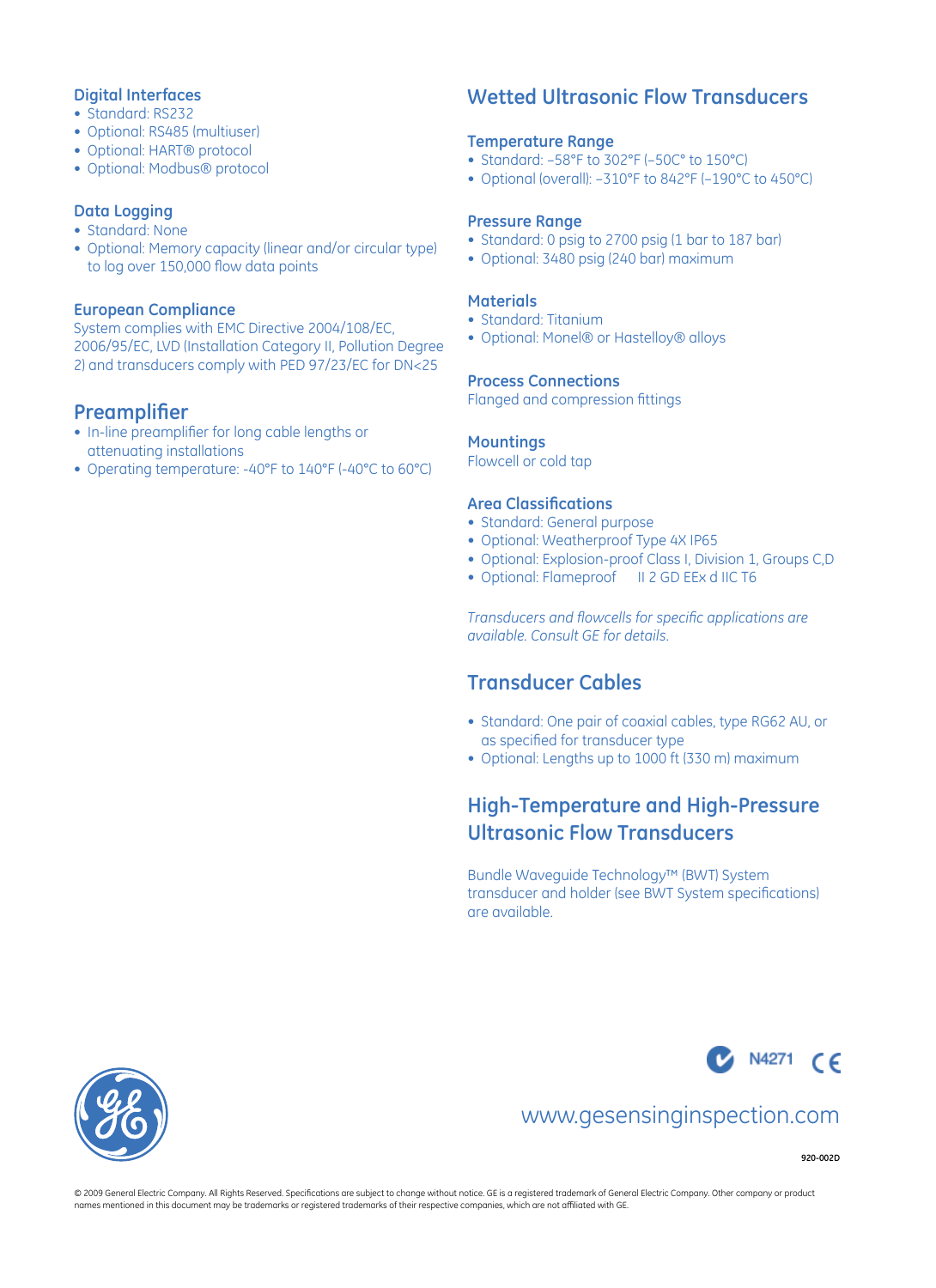### Digital Interfaces

- Standard: RS232
- Optional: RS485 (multiuser)
- Optional: HART® protocol
- Optional: Modbus® protocol

### Data Logging

- Standard: None
- Optional: Memory capacity (linear and/or circular type) to log over 150,000 flow data points

### European Compliance

System complies with EMC Directive 2004/108/EC, 2006/95/EC, LVD (Installation Category II, Pollution Degree 2) and transducers comply with PED 97/23/EC for DN<25

## Preamplifier

- In-line preamplifier for long cable lengths or attenuating installations
- Operating temperature: -40°F to 140°F (-40°C to 60°C)

## Wetted Ultrasonic Flow Transducers

### Temperature Range

- Standard: –58°F to 302°F (–50C° to 150°C)
- Optional (overall): –310°F to 842°F (–190°C to 450°C)

### Pressure Range

- Standard: 0 psig to 2700 psig (1 bar to 187 bar)
- Optional: 3480 psig (240 bar) maximum

### Materials

- Standard: Titanium
- Optional: Monel® or Hastelloy® alloys

### Process Connections

Flanged and compression fittings

### Mountings

Flowcell or cold tap

### Area Classifications

- Standard: General purpose
- Optional: Weatherproof Type 4X IP65
- Optional: Explosion-proof Class I, Division 1, Groups C,D
- Optional: Flameproof II 2 GD EEx d IIC T6

*Transducers and flowcells for specific applications are available. Consult GE for details.*

## Transducer Cables

- Standard: One pair of coaxial cables, type RG62 AU, or as specified for transducer type
- Optional: Lengths up to 1000 ft (330 m) maximum

## High-Temperature and High-Pressure Ultrasonic Flow Transducers

Bundle Waveguide Technology™ (BWT) System transducer and holder (see BWT System specifications) are available.

N4271

www.gesensinginspection.com

920-002D

© 2009 General Electric Company. All Rights Reserved. Specifications are subject to change without notice. GE is a registered trademark of General Electric Company. Other company or product names mentioned in this document may be trademarks or registered trademarks of their respective companies, which are not affiliated with GE.